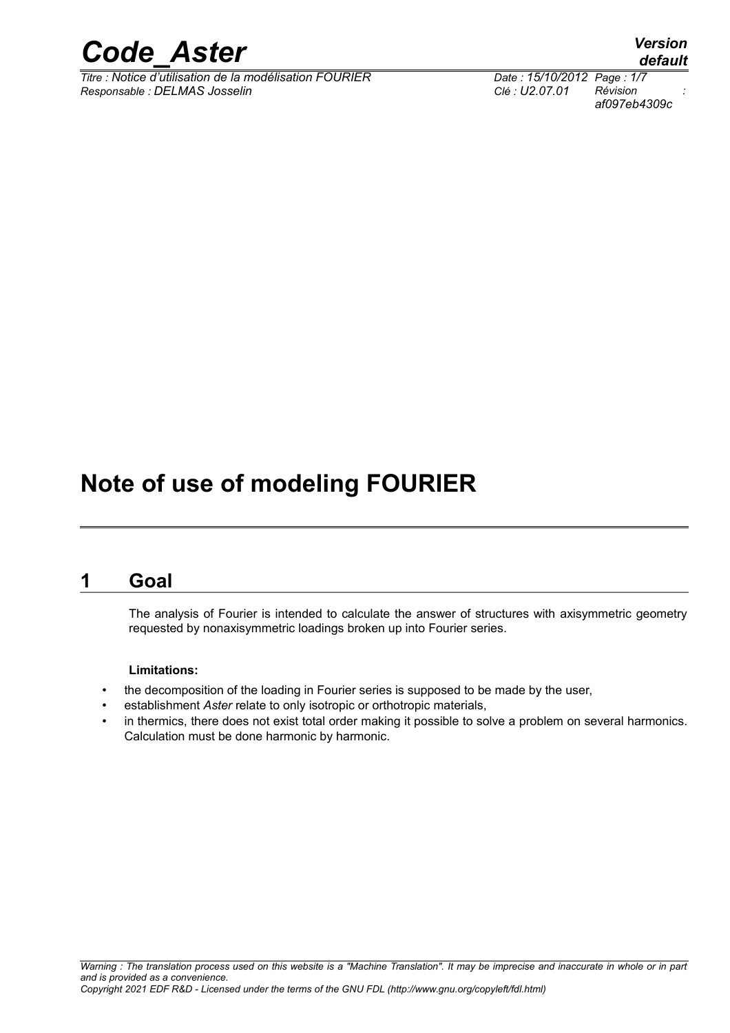# Note of use of modeling FOURIER

## 1 Goal

The analysis of Fourier is intended to calculate the answer of structures with axisymmetric geometry requested by nonaxisymmetric loadings broken up into Fourier series.

**Limitations:**

- the decomposition of the loading in Fourier series is supposed to be made by the user,
- establishment *Aster* relate to only isotropic or orthotropic materials,
- in thermics, there does not exist total order making it possible to solve a problem on several harmonics. Calculation must be done harmonic by harmonic.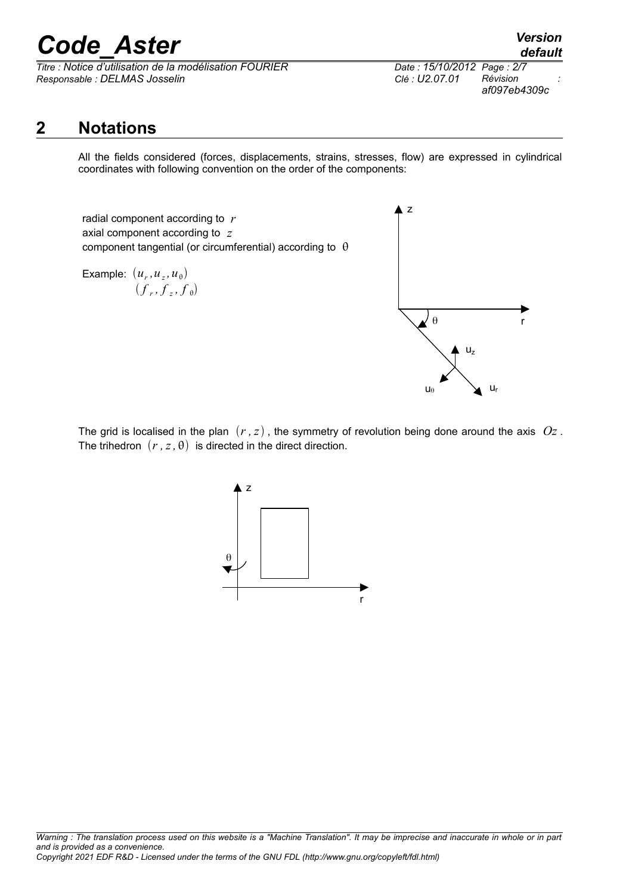## 2 Notations

All the fields considered (forces, displacements, strains, stresses, flow) are expressed in cylindrical coordinates with following convention on the order of the components:

radial component according to $r$
axial component according to $z$
component tangential (or circumferential) according to $\theta$

Example: $(u_r, u_z, u_\theta)$
$(f_r, f_z, f_\theta)$

The grid is localised in the plan $(r, z)$, the symmetry of revolution being done around the axis $Oz$. The trihedron $(r, z, \theta)$ is directed in the direct direction.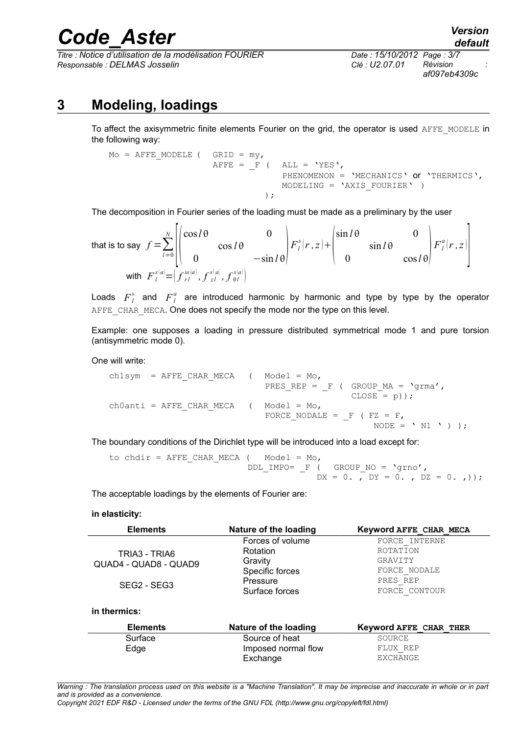# 3 Modeling, loadings

To affect the axisymmetric finite elements Fourier on the grid, the operator is used `AFFE_MODELE` in the following way:

```
Mo = AFFE_MODELE (  GRID = my,
                    AFFE = _F (  ALL = 'YES',
                                 PHENOMENON = 'MECHANICS' or 'THERMICS',
                                 MODELING = 'AXIS_FOURIER' )
                              );
```

The decomposition in Fourier series of the loading must be made as a preliminary by the user

that is to say $f=\sum_{l=0}^{N}\left[\begin{pmatrix}\cos l\theta & & 0\\ & \cos l\theta & \\ 0 & & -\sin l\theta\end{pmatrix}F_l^s(r,z)+\begin{pmatrix}\sin l\theta & & 0\\ & \sin l\theta & \\ 0 & & \cos l\theta\end{pmatrix}F_l^a(r,z)\right]$

with $F_l^{s|a|}=\left(f_{rl}^{ss|a|},f_{zl}^{s|a|},f_{\theta l}^{s|a|}\right)$

Loads $F_l^s$ and $F_l^a$ are introduced harmonic by harmonic and type by type by the operator `AFFE_CHAR_MECA`. One does not specify the mode nor the type on this level.

Example: one supposes a loading in pressure distributed symmetrical mode 1 and pure torsion (antisymmetric mode 0).

One will write:

```
ch1sym  = AFFE_CHAR_MECA  (  Model = Mo,
                              PRES_REP = _F (  GROUP_MA = 'grma',
                                               CLOSE = p));
ch0anti = AFFE_CHAR_MECA  (  Model = Mo,
                              FORCE_NODALE = _F ( FZ = F,
                                                  NODE = ' N1 ' ) );
```

The boundary conditions of the Dirichlet type will be introduced into a load except for:

```
to chdir = AFFE_CHAR_MECA (  Model = Mo,
                            DDL_IMPO= _F (  GROUP_NO = 'grno',
                                            DX = 0. , DY = 0. , DZ = 0. ,));
```

The acceptable loadings by the elements of Fourier are:

**in elasticity:**

| Elements | Nature of the loading | Keyword **AFFE_CHAR_MECA** |
|---|---|---|
| TRIA3 - TRIA6 | Forces of volume | FORCE_INTERNE |
| QUAD4 - QUAD8 - QUAD9 | Rotation | ROTATION |
| | Gravity | GRAVITY |
| | Specific forces | FORCE_NODALE |
| SEG2 - SEG3 | Pressure | PRES_REP |
| | Surface forces | FORCE_CONTOUR |

**in thermics:**

| Elements | Nature of the loading | Keyword **AFFE_CHAR_THER** |
|---|---|---|
| Surface | Source of heat | SOURCE |
| Edge | Imposed normal flow | FLUX_REP |
| | Exchange | EXCHANGE |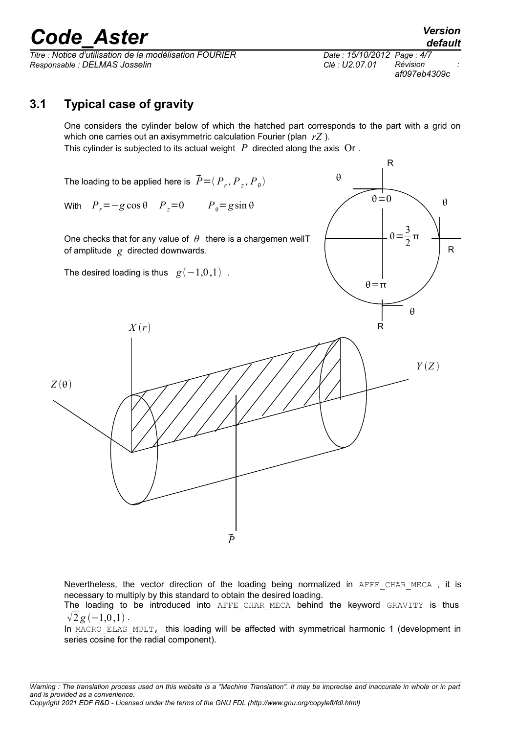## 3.1 Typical case of gravity

One considers the cylinder below of which the hatched part corresponds to the part with a grid on which one carries out an axisymmetric calculation Fourier (plan $rZ$ ).

This cylinder is subjected to its actual weight $P$ directed along the axis $Or$ .

The loading to be applied here is $\vec{P}=(P_r, P_z, P_\theta)$

With $P_r=-g\cos\theta \quad P_z=0 \qquad P_\theta=g\sin\theta$

One checks that for any value of $\theta$ there is a chargemen wellT of amplitude $g$ directed downwards.

The desired loading is thus $g(-1,0,1)$ .

Nevertheless, the vector direction of the loading being normalized in `AFFE_CHAR_MECA` , it is necessary to multiply by this standard to obtain the desired loading.

The loading to be introduced into `AFFE_CHAR_MECA` behind the keyword `GRAVITY` is thus $\sqrt{2}\,g(-1,0,1)$ .

In `MACRO_ELAS_MULT,` this loading will be affected with symmetrical harmonic 1 (development in series cosine for the radial component).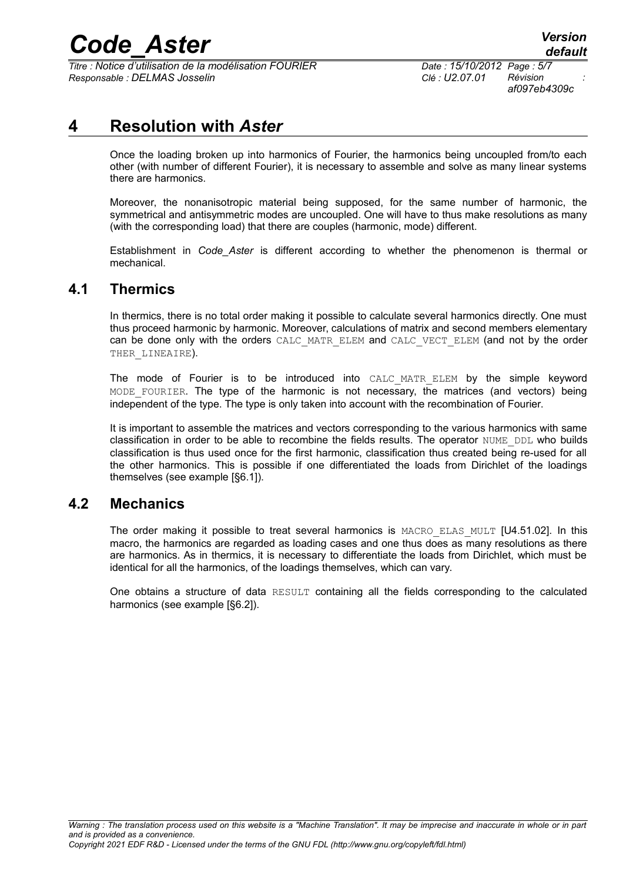# 4 Resolution with *Aster*

Once the loading broken up into harmonics of Fourier, the harmonics being uncoupled from/to each other (with number of different Fourier), it is necessary to assemble and solve as many linear systems there are harmonics.

Moreover, the nonanisotropic material being supposed, for the same number of harmonic, the symmetrical and antisymmetric modes are uncoupled. One will have to thus make resolutions as many (with the corresponding load) that there are couples (harmonic, mode) different.

Establishment in *Code_Aster* is different according to whether the phenomenon is thermal or mechanical.

## 4.1 Thermics

In thermics, there is no total order making it possible to calculate several harmonics directly. One must thus proceed harmonic by harmonic. Moreover, calculations of matrix and second members elementary can be done only with the orders `CALC_MATR_ELEM` and `CALC_VECT_ELEM` (and not by the order `THER_LINEAIRE`).

The mode of Fourier is to be introduced into `CALC_MATR_ELEM` by the simple keyword `MODE_FOURIER`. The type of the harmonic is not necessary, the matrices (and vectors) being independent of the type. The type is only taken into account with the recombination of Fourier.

It is important to assemble the matrices and vectors corresponding to the various harmonics with same classification in order to be able to recombine the fields results. The operator `NUME_DDL` who builds classification is thus used once for the first harmonic, classification thus created being re-used for all the other harmonics. This is possible if one differentiated the loads from Dirichlet of the loadings themselves (see example [§6.1]).

## 4.2 Mechanics

The order making it possible to treat several harmonics is `MACRO_ELAS_MULT` [U4.51.02]. In this macro, the harmonics are regarded as loading cases and one thus does as many resolutions as there are harmonics. As in thermics, it is necessary to differentiate the loads from Dirichlet, which must be identical for all the harmonics, of the loadings themselves, which can vary.

One obtains a structure of data `RESULT` containing all the fields corresponding to the calculated harmonics (see example [§6.2]).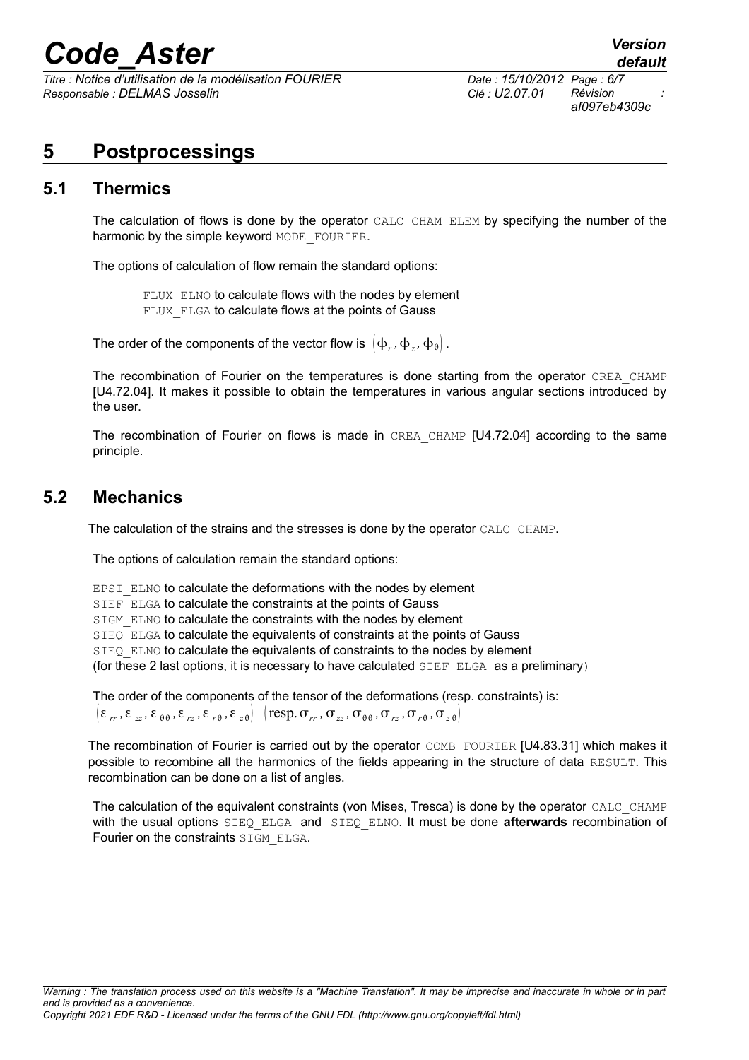# 5 Postprocessings

## 5.1 Thermics

The calculation of flows is done by the operator CALC_CHAM_ELEM by specifying the number of the harmonic by the simple keyword MODE_FOURIER.

The options of calculation of flow remain the standard options:

FLUX_ELNO to calculate flows with the nodes by element
FLUX_ELGA to calculate flows at the points of Gauss

The order of the components of the vector flow is $(\phi_r, \phi_z, \phi_\theta)$.

The recombination of Fourier on the temperatures is done starting from the operator CREA_CHAMP [U4.72.04]. It makes it possible to obtain the temperatures in various angular sections introduced by the user.

The recombination of Fourier on flows is made in CREA_CHAMP [U4.72.04] according to the same principle.

## 5.2 Mechanics

The calculation of the strains and the stresses is done by the operator CALC_CHAMP.

The options of calculation remain the standard options:

EPSI_ELNO to calculate the deformations with the nodes by element
SIEF_ELGA to calculate the constraints at the points of Gauss
SIGM_ELNO to calculate the constraints with the nodes by element
SIEQ_ELGA to calculate the equivalents of constraints at the points of Gauss
SIEQ_ELNO to calculate the equivalents of constraints to the nodes by element
(for these 2 last options, it is necessary to have calculated SIEF_ELGA as a preliminary)

The order of the components of the tensor of the deformations (resp. constraints) is:
$(\varepsilon_{rr}, \varepsilon_{zz}, \varepsilon_{\theta\theta}, \varepsilon_{rz}, \varepsilon_{r\theta}, \varepsilon_{z\theta})$ $(\text{resp.}\, \sigma_{rr}, \sigma_{zz}, \sigma_{\theta\theta}, \sigma_{rz}, \sigma_{r\theta}, \sigma_{z\theta})$

The recombination of Fourier is carried out by the operator COMB_FOURIER [U4.83.31] which makes it possible to recombine all the harmonics of the fields appearing in the structure of data RESULT. This recombination can be done on a list of angles.

The calculation of the equivalent constraints (von Mises, Tresca) is done by the operator CALC_CHAMP with the usual options SIEQ_ELGA and SIEQ_ELNO. It must be done **afterwards** recombination of Fourier on the constraints SIGM_ELGA.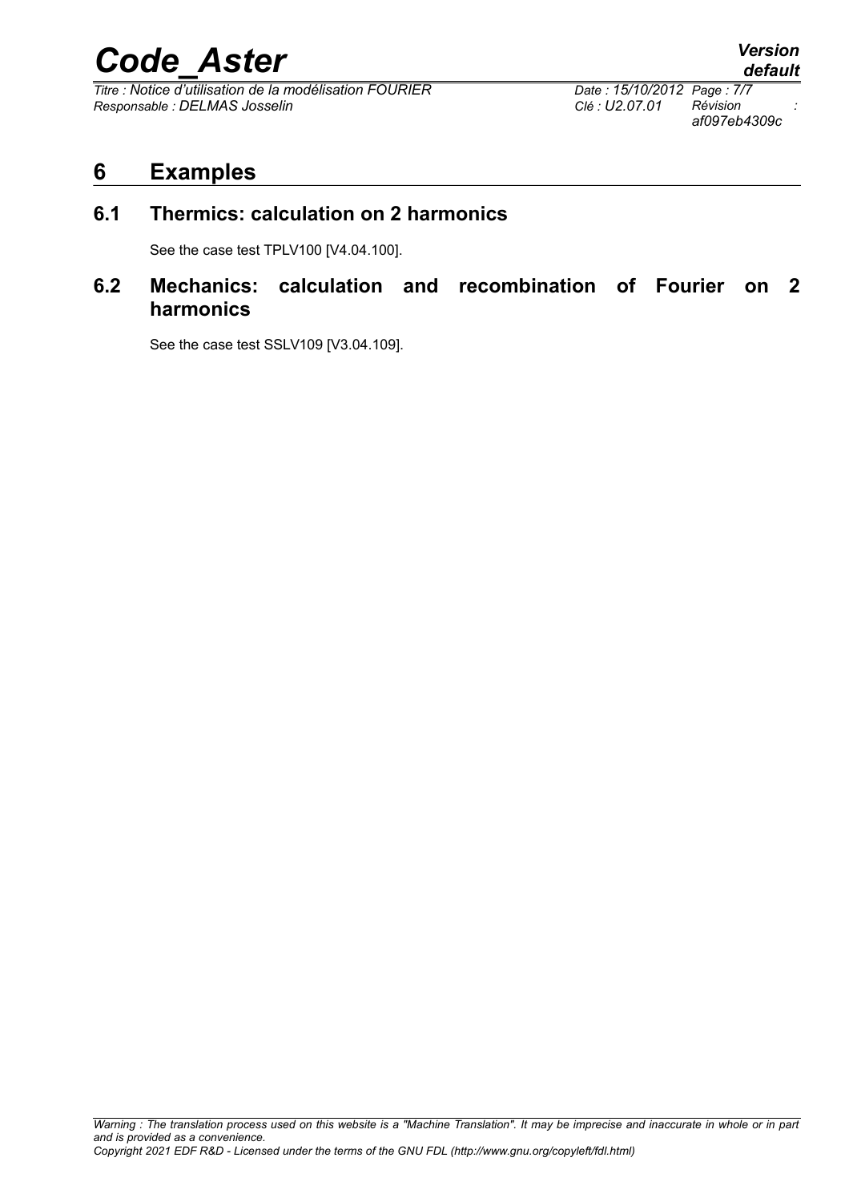# 6 Examples

## 6.1 Thermics: calculation on 2 harmonics

See the case test TPLV100 [V4.04.100].

## 6.2 Mechanics: calculation and recombination of Fourier on 2 harmonics

See the case test SSLV109 [V3.04.109].